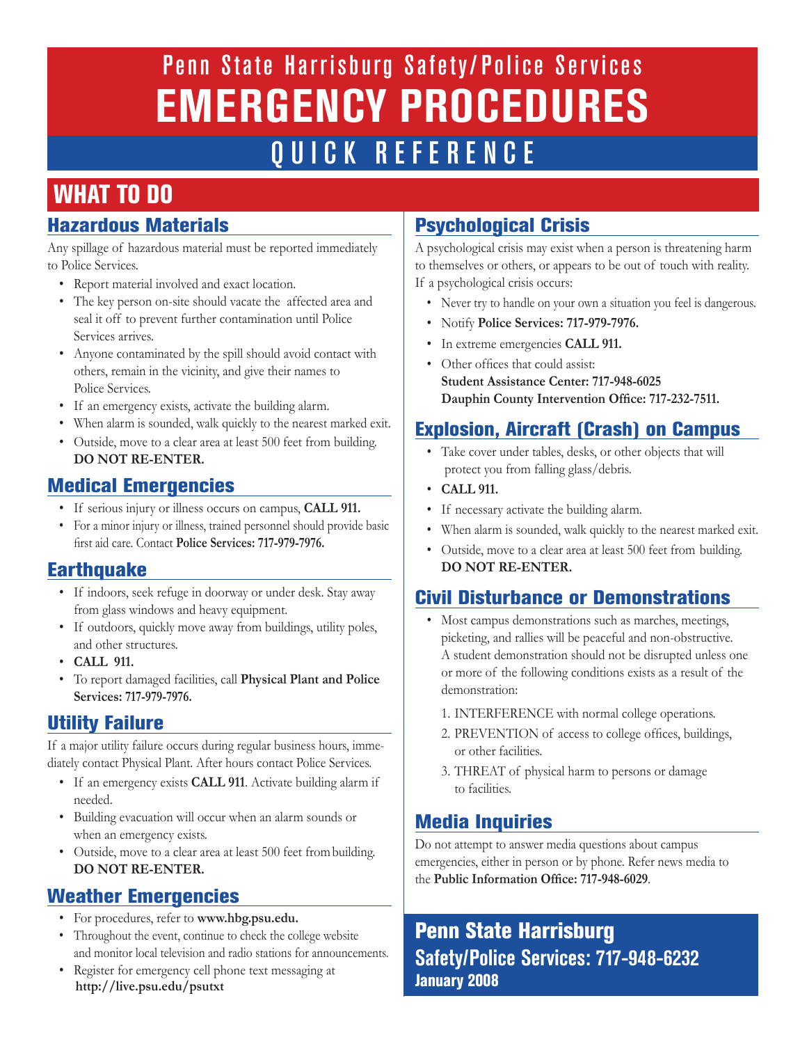# Penn State Harrisburg Safety/Police Services

# EMERGENCY PROCEDURES

## QUICK REFERENCE

## WHAT TO DO

### Hazardous Materials

Any spillage of hazardous material must be reported immediately to Police Services.

- Report material involved and exact location.
- The key person on-site should vacate the affected area and seal it off to prevent further contamination until Police Services arrives.
- Anyone contaminated by the spill should avoid contact with others, remain in the vicinity, and give their names to Police Services.
- If an emergency exists, activate the building alarm.
- When alarm is sounded, walk quickly to the nearest marked exit.
- Outside, move to a clear area at least 500 feet from building. **DO NOT RE-ENTER.**

### Medical Emergencies

- If serious injury or illness occurs on campus, **CALL 911.**
- For a minor injury or illness, trained personnel should provide basic first aid care. Contact **Police Services: 717-979-7976.**

### Earthquake

- If indoors, seek refuge in doorway or under desk. Stay away from glass windows and heavy equipment.
- If outdoors, quickly move away from buildings, utility poles, and other structures.
- **CALL 911.**
- To report damaged facilities, call **Physical Plant and Police Services: 717-979-7976.**

### Utility Failure

If a major utility failure occurs during regular business hours, immediately contact Physical Plant. After hours contact Police Services.

- If an emergency exists **CALL 911**. Activate building alarm if needed.
- Building evacuation will occur when an alarm sounds or when an emergency exists.
- Outside, move to a clear area at least 500 feet from building. **DO NOT RE-ENTER.**

### Weather Emergencies

- For procedures, refer to **www.hbg.psu.edu.**
- Throughout the event, continue to check the college website and monitor local television and radio stations for announcements.
- Register for emergency cell phone text messaging at **http://live.psu.edu/psutxt**

### Psychological Crisis

A psychological crisis may exist when a person is threatening harm to themselves or others, or appears to be out of touch with reality. If a psychological crisis occurs:

- Never try to handle on your own a situation you feel is dangerous.
- Notify **Police Services: 717-979-7976.**
- In extreme emergencies **CALL 911.**
- Other offices that could assist:
  **Student Assistance Center: 717-948-6025**
  **Dauphin County Intervention Office: 717-232-7511.**

### Explosion, Aircraft (Crash) on Campus

- Take cover under tables, desks, or other objects that will protect you from falling glass/debris.
- **CALL 911.**
- If necessary activate the building alarm.
- When alarm is sounded, walk quickly to the nearest marked exit.
- Outside, move to a clear area at least 500 feet from building. **DO NOT RE-ENTER.**

### Civil Disturbance or Demonstrations

- Most campus demonstrations such as marches, meetings, picketing, and rallies will be peaceful and non-obstructive. A student demonstration should not be disrupted unless one or more of the following conditions exists as a result of the demonstration:

  1. INTERFERENCE with normal college operations.
  2. PREVENTION of access to college offices, buildings, or other facilities.
  3. THREAT of physical harm to persons or damage to facilities.

### Media Inquiries

Do not attempt to answer media questions about campus emergencies, either in person or by phone. Refer news media to the **Public Information Office: 717-948-6029**.

**Penn State Harrisburg**
**Safety/Police Services: 717-948-6232**
**January 2008**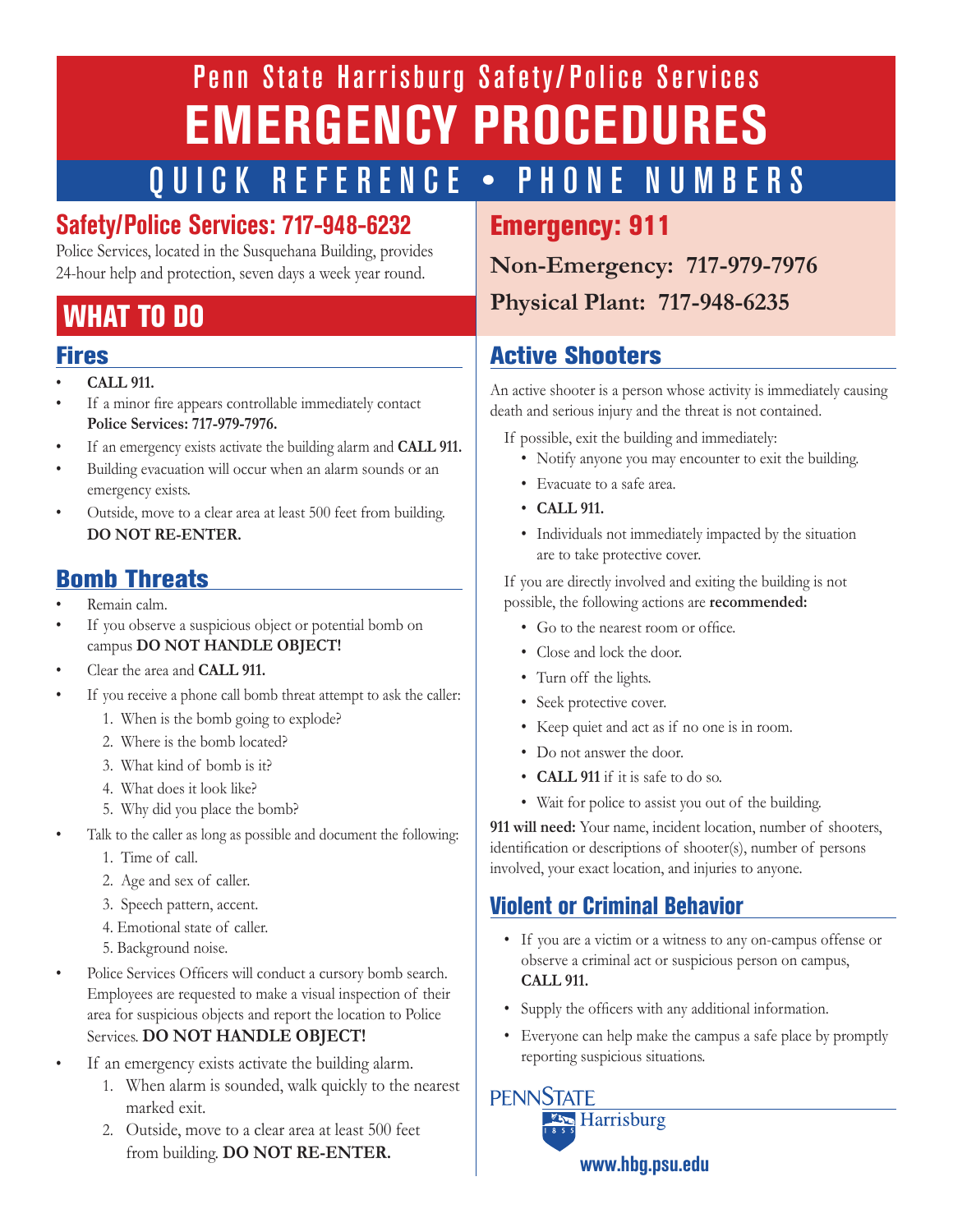# Penn State Harrisburg Safety/Police Services

# EMERGENCY PROCEDURES

## QUICK REFERENCE • PHONE NUMBERS

## Safety/Police Services: 717-948-6232

Police Services, located in the Susquehana Building, provides 24-hour help and protection, seven days a week year round.

## WHAT TO DO

### Fires

- **CALL 911.**
- If a minor fire appears controllable immediately contact **Police Services: 717-979-7976.**
- If an emergency exists activate the building alarm and **CALL 911.**
- Building evacuation will occur when an alarm sounds or an emergency exists.
- Outside, move to a clear area at least 500 feet from building. **DO NOT RE-ENTER.**

### Bomb Threats

- Remain calm.
- If you observe a suspicious object or potential bomb on campus **DO NOT HANDLE OBJECT!**
- Clear the area and **CALL 911.**
- If you receive a phone call bomb threat attempt to ask the caller:
  1. When is the bomb going to explode?
  2. Where is the bomb located?
  3. What kind of bomb is it?
  4. What does it look like?
  5. Why did you place the bomb?
- Talk to the caller as long as possible and document the following:
  1. Time of call.
  2. Age and sex of caller.
  3. Speech pattern, accent.
  4. Emotional state of caller.
  5. Background noise.
- Police Services Officers will conduct a cursory bomb search. Employees are requested to make a visual inspection of their area for suspicious objects and report the location to Police Services. **DO NOT HANDLE OBJECT!**
- If an emergency exists activate the building alarm.
  1. When alarm is sounded, walk quickly to the nearest marked exit.
  2. Outside, move to a clear area at least 500 feet from building. **DO NOT RE-ENTER.**

## Emergency: 911

**Non-Emergency: 717-979-7976**

**Physical Plant: 717-948-6235**

### Active Shooters

An active shooter is a person whose activity is immediately causing death and serious injury and the threat is not contained.

If possible, exit the building and immediately:

- Notify anyone you may encounter to exit the building.
- Evacuate to a safe area.
- **CALL 911.**
- Individuals not immediately impacted by the situation are to take protective cover.

If you are directly involved and exiting the building is not possible, the following actions are **recommended:**

- Go to the nearest room or office.
- Close and lock the door.
- Turn off the lights.
- Seek protective cover.
- Keep quiet and act as if no one is in room.
- Do not answer the door.
- **CALL 911** if it is safe to do so.
- Wait for police to assist you out of the building.

**911 will need:** Your name, incident location, number of shooters, identification or descriptions of shooter(s), number of persons involved, your exact location, and injuries to anyone.

### Violent or Criminal Behavior

- If you are a victim or a witness to any on-campus offense or observe a criminal act or suspicious person on campus, **CALL 911.**
- Supply the officers with any additional information.
- Everyone can help make the campus a safe place by promptly reporting suspicious situations.

PENNSTATE Harrisburg

www.hbg.psu.edu